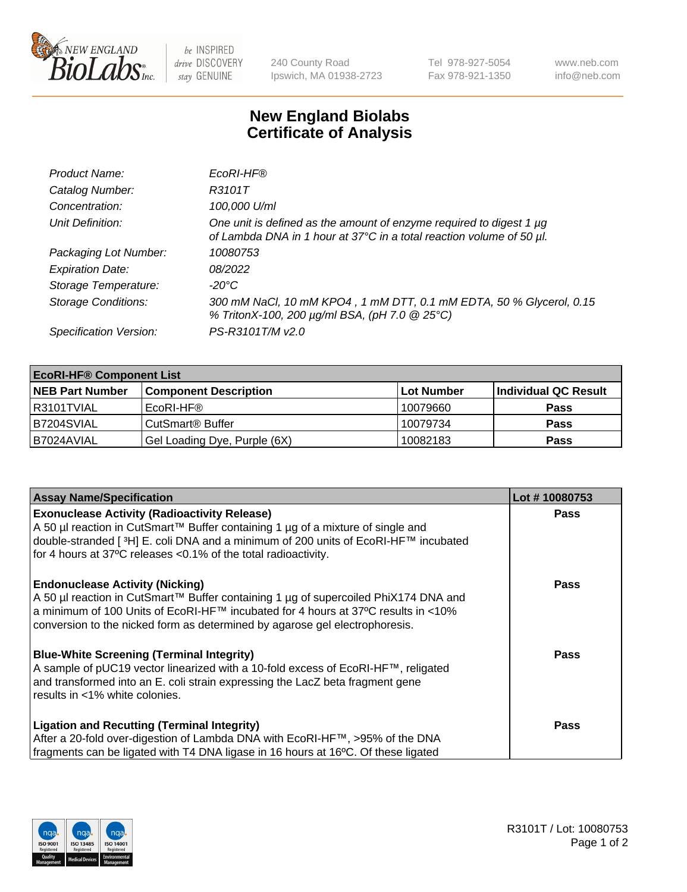New England Biolabs — be INSPIRED drive DISCOVERY stay GENUINE

240 County Road
Ipswich, MA 01938-2723

Tel 978-927-5054
Fax 978-921-1350

www.neb.com
info@neb.com

# New England Biolabs
# Certificate of Analysis

| | |
|---|---|
| *Product Name:* | *EcoRI-HF®* |
| *Catalog Number:* | *R3101T* |
| *Concentration:* | *100,000 U/ml* |
| *Unit Definition:* | *One unit is defined as the amount of enzyme required to digest 1 µg of Lambda DNA in 1 hour at 37°C in a total reaction volume of 50 µl.* |
| *Packaging Lot Number:* | *10080753* |
| *Expiration Date:* | *08/2022* |
| *Storage Temperature:* | *-20°C* |
| *Storage Conditions:* | *300 mM NaCl, 10 mM KPO4 , 1 mM DTT, 0.1 mM EDTA, 50 % Glycerol, 0.15 % TritonX-100, 200 µg/ml BSA, (pH 7.0 @ 25°C)* |
| *Specification Version:* | *PS-R3101T/M v2.0* |

| **EcoRI-HF® Component List** | | | |
|---|---|---|---|
| **NEB Part Number** | **Component Description** | **Lot Number** | **Individual QC Result** |
| R3101TVIAL | EcoRI-HF® | 10079660 | **Pass** |
| B7204SVIAL | CutSmart® Buffer | 10079734 | **Pass** |
| B7024AVIAL | Gel Loading Dye, Purple (6X) | 10082183 | **Pass** |

| **Assay Name/Specification** | **Lot # 10080753** |
|---|---|
| **Exonuclease Activity (Radioactivity Release)** A 50 µl reaction in CutSmart™ Buffer containing 1 µg of a mixture of single and double-stranded [ $^3$H] E. coli DNA and a minimum of 200 units of EcoRI-HF™ incubated for 4 hours at 37ºC releases <0.1% of the total radioactivity. | **Pass** |
| **Endonuclease Activity (Nicking)** A 50 µl reaction in CutSmart™ Buffer containing 1 µg of supercoiled PhiX174 DNA and a minimum of 100 Units of EcoRI-HF™ incubated for 4 hours at 37ºC results in <10% conversion to the nicked form as determined by agarose gel electrophoresis. | **Pass** |
| **Blue-White Screening (Terminal Integrity)** A sample of pUC19 vector linearized with a 10-fold excess of EcoRI-HF™, religated and transformed into an E. coli strain expressing the LacZ beta fragment gene results in <1% white colonies. | **Pass** |
| **Ligation and Recutting (Terminal Integrity)** After a 20-fold over-digestion of Lambda DNA with EcoRI-HF™, >95% of the DNA fragments can be ligated with T4 DNA ligase in 16 hours at 16ºC. Of these ligated | **Pass** |

R3101T / Lot: 10080753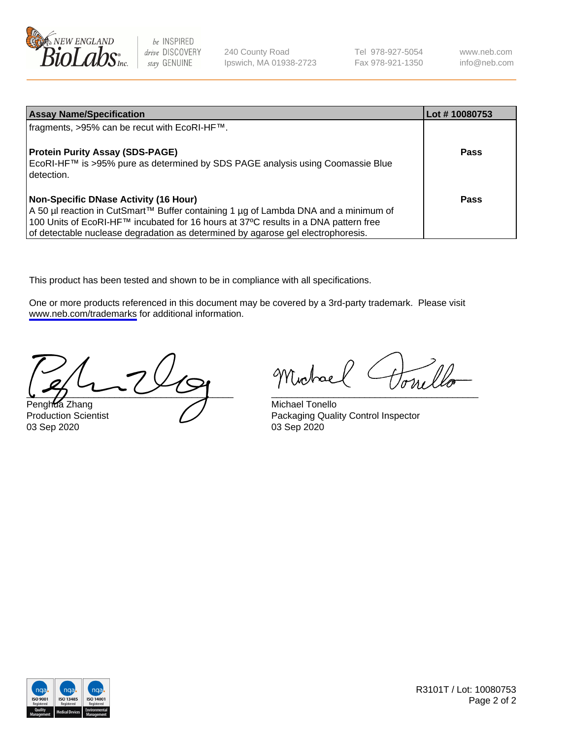| Assay Name/Specification | Lot # 10080753 |
| --- | --- |
| fragments, >95% can be recut with EcoRI-HF™. | |
| **Protein Purity Assay (SDS-PAGE)**<br>EcoRI-HF™ is >95% pure as determined by SDS PAGE analysis using Coomassie Blue detection. | **Pass** |
| **Non-Specific DNase Activity (16 Hour)**<br>A 50 µl reaction in CutSmart™ Buffer containing 1 µg of Lambda DNA and a minimum of 100 Units of EcoRI-HF™ incubated for 16 hours at 37ºC results in a DNA pattern free of detectable nuclease degradation as determined by agarose gel electrophoresis. | **Pass** |

This product has been tested and shown to be in compliance with all specifications.

One or more products referenced in this document may be covered by a 3rd-party trademark. Please visit www.neb.com/trademarks for additional information.

Penghua Zhang
Production Scientist
03 Sep 2020

Michael Tonello
Packaging Quality Control Inspector
03 Sep 2020

R3101T / Lot: 10080753